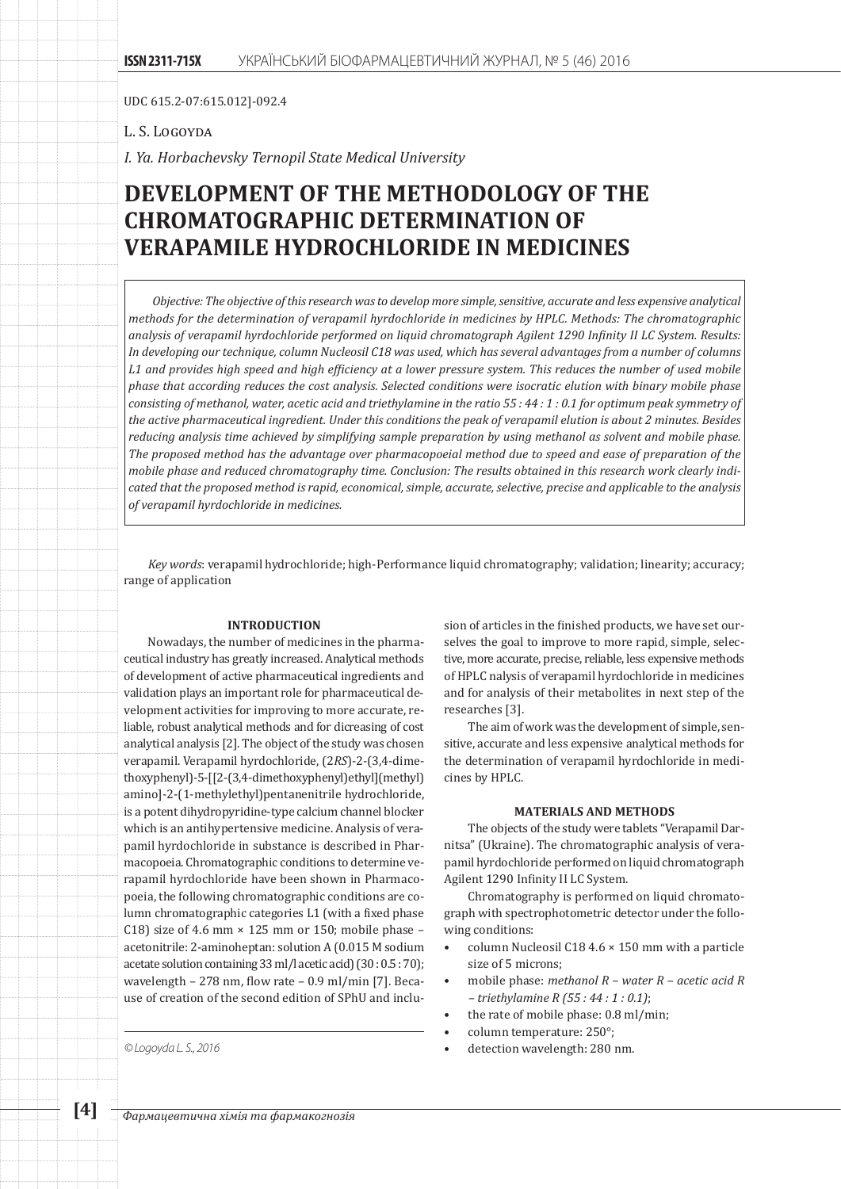UDC 615.2-07:615.012]-092.4

L. S. Logoyda

*I. Ya. Horbachevsky Ternopil State Medical University*

# DEVELOPMENT OF THE METHODOLOGY OF THE CHROMATOGRAPHIC DETERMINATION OF VERAPAMILE HYDROCHLORIDE IN MEDICINES

*Objective: The objective of this research was to develop more simple, sensitive, accurate and less expensive analytical methods for the determination of verapamil hyrdochloride in medicines by HPLC. Methods: The chromatographic analysis of verapamil hyrdochloride performed on liquid chromatograph Agilent 1290 Infinity II LC System. Results: In developing our technique, column Nucleosil C18 was used, which has several advantages from a number of columns L1 and provides high speed and high efficiency at a lower pressure system. This reduces the number of used mobile phase that according reduces the cost analysis. Selected conditions were isocratic elution with binary mobile phase consisting of methanol, water, acetic acid and triethylamine in the ratio 55 : 44 : 1 : 0.1 for optimum peak symmetry of the active pharmaceutical ingredient. Under this conditions the peak of verapamil elution is about 2 minutes. Besides reducing analysis time achieved by simplifying sample preparation by using methanol as solvent and mobile phase. The proposed method has the advantage over pharmacopoeial method due to speed and ease of preparation of the mobile phase and reduced chromatography time. Conclusion: The results obtained in this research work clearly indicated that the proposed method is rapid, economical, simple, accurate, selective, precise and applicable to the analysis of verapamil hyrdochloride in medicines.*

*Key words*: verapamil hydrochloride; high-Performance liquid chromatography; validation; linearity; accuracy; range of application

## INTRODUCTION

Nowadays, the number of medicines in the pharmaceutical industry has greatly increased. Analytical methods of development of active pharmaceutical ingredients and validation plays an important role for pharmaceutical development activities for improving to more accurate, reliable, robust analytical methods and for dicreasing of cost analytical analysis [2]. The object of the study was chosen verapamil. Verapamil hyrdochloride, (2*RS*)-2-(3,4-dimethoxyphenyl)-5-[[2-(3,4-dimethoxyphenyl)ethyl](methyl) amino]-2-(1-methylethyl)pentanenitrile hydrochloride, is a potent dihydropyridine-type calcium channel blocker which is an antihypertensive medicine. Analysis of verapamil hyrdochloride in substance is described in Pharmacopoeia. Chromatographic conditions to determine verapamil hyrdochloride have been shown in Pharmacopoeia, the following chromatographic conditions are column chromatographic categories L1 (with a fixed phase C18) size of 4.6 mm × 125 mm or 150; mobile phase – acetonitrile: 2-aminoheptan: solution A (0.015 M sodium acetate solution containing 33 ml/l acetic acid) (30 : 0.5 : 70); wavelength – 278 nm, flow rate – 0.9 ml/min [7]. Because of creation of the second edition of SPhU and inclusion of articles in the finished products, we have set ourselves the goal to improve to more rapid, simple, selective, more accurate, precise, reliable, less expensive methods of HPLC nalysis of verapamil hyrdochloride in medicines and for analysis of their metabolites in next step of the researches [3].

The aim of work was the development of simple, sensitive, accurate and less expensive analytical methods for the determination of verapamil hyrdochloride in medicines by HPLC.

## MATERIALS AND METHODS

The objects of the study were tablets "Verapamil Darnitsa" (Ukraine). The chromatographic analysis of verapamil hyrdochloride performed on liquid chromatograph Agilent 1290 Infinity II LC System.

Chromatography is performed on liquid chromatograph with spectrophotometric detector under the following conditions:

- column Nucleosil C18 4.6 × 150 mm with a particle size of 5 microns;
- mobile phase: *methanol R – water R – acetic acid R – triethylamine R (55 : 44 : 1 : 0.1)*;
- the rate of mobile phase: 0.8 ml/min;
- column temperature: 250°;
- detection wavelength: 280 nm.

© Logoyda L. S., 2016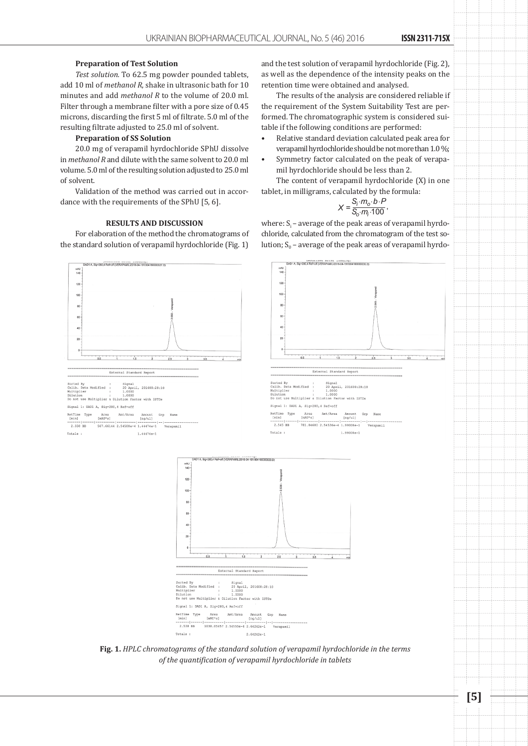**Preparation of Test Solution**

*Test solution.* To 62.5 mg powder pounded tablets, add 10 ml of *methanol R*, shake in ultrasonic bath for 10 minutes and add *methanol R* to the volume of 20.0 ml. Filter through a membrane filter with a pore size of 0.45 microns, discarding the first 5 ml of filtrate. 5.0 ml of the resulting filtrate adjusted to 25.0 ml of solvent.

**Preparation of SS Solution**

20.0 mg of verapamil hyrdochloride SPhU dissolve in *methanol R* and dilute with the same solvent to 20.0 ml volume. 5.0 ml of the resulting solution adjusted to 25.0 ml of solvent.

Validation of the method was carried out in accordance with the requirements of the SPhU [5, 6].

## RESULTS AND DISCUSSION

For elaboration of the method the chromatograms of the standard solution of verapamil hyrdochloride (Fig. 1) and the test solution of verapamil hyrdochloride (Fig. 2), as well as the dependence of the intensity peaks on the retention time were obtained and analysed.

The results of the analysis are considered reliable if the requirement of the System Suitability Test are performed. The chromatographic system is considered suitable if the following conditions are performed:

- Relative standard deviation calculated peak area for verapamil hyrdochloride should be not more than 1.0 %;
- Symmetry factor calculated on the peak of verapamil hyrdochloride should be less than 2.

The content of verapamil hyrdochloride (X) in one tablet, in milligrams, calculated by the formula:

$$X = \frac{S_i \cdot m_o \cdot b \cdot P}{S_o \cdot m_i \cdot 100},$$

where: $S_i$ – average of the peak areas of verapamil hyrdochloride, calculated from the chromatogram of the test solution; $S_0$ – average of the peak areas of verapamil hyrdo-

**Fig. 1.** *HPLC chromatograms of the standard solution of verapamil hyrdochloride in the terms of the quantification of verapamil hyrdochloride in tablets*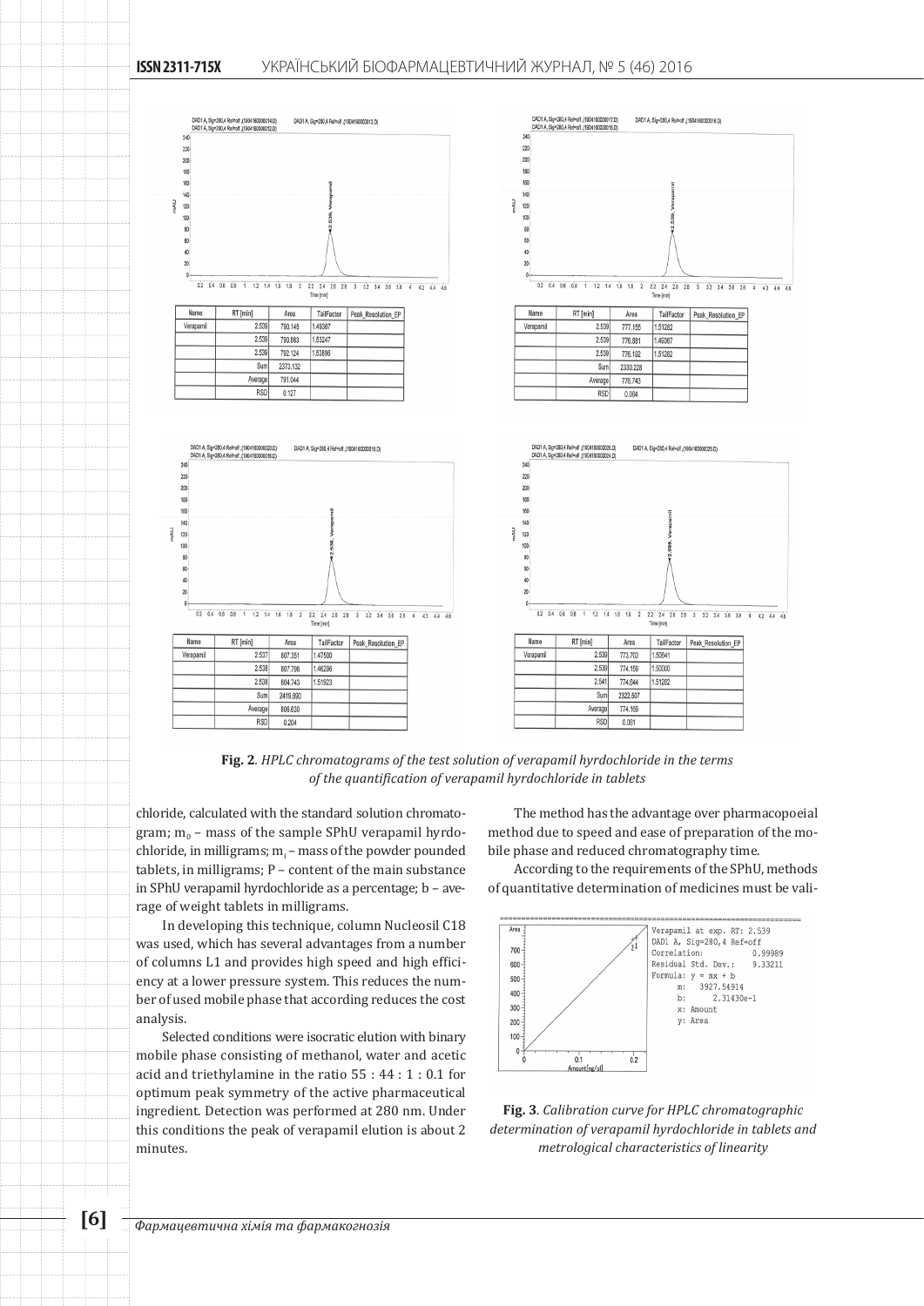| Name | RT [min] | Area | TailFactor | Peak_Resolution_EP |
|---|---|---|---|---|
| Verapamil | 2.539 | 790.145 | 1.49367 | |
| | 2.539 | 790.863 | 1.53247 | |
| | 2.539 | 792.124 | 1.53896 | |
| | Sum | 2373.132 | | |
| | Average | 791.044 | | |
| | RSD | 0.127 | | |

| Name | RT [min] | Area | TailFactor | Peak_Resolution_EP |
|---|---|---|---|---|
| Verapamil | 2.539 | 777.155 | 1.51282 | |
| | 2.539 | 776.881 | 1.49367 | |
| | 2.539 | 776.192 | 1.51282 | |
| | Sum | 2330.228 | | |
| | Average | 776.743 | | |
| | RSD | 0.064 | | |

| Name | RT [min] | Area | TailFactor | Peak_Resolution_EP |
|---|---|---|---|---|
| Verapamil | 2.537 | 807.351 | 1.47500 | |
| | 2.538 | 807.766 | 1.46206 | |
| | 2.538 | 804.743 | 1.51923 | |
| | Sum | 2419.860 | | |
| | Average | 806.630 | | |
| | RSD | 0.204 | | |

| Name | RT [min] | Area | TailFactor | Peak_Resolution_EP |
|---|---|---|---|---|
| Verapamil | 2.539 | 773.703 | 1.50641 | |
| | 2.539 | 774.159 | 1.50000 | |
| | 2.541 | 774.644 | 1.51282 | |
| | Sum | 2322.507 | | |
| | Average | 774.169 | | |
| | RSD | 0.061 | | |

**Fig. 2**. *HPLC chromatograms of the test solution of verapamil hyrdochloride in the terms of the quantification of verapamil hyrdochloride in tablets*

chloride, calculated with the standard solution chromatogram; $m_0$ – mass of the sample SPhU verapamil hyrdochloride, in milligrams; $m_i$ – mass of the powder pounded tablets, in milligrams; P – content of the main substance in SPhU verapamil hyrdochloride as a percentage; b – average of weight tablets in milligrams.

In developing this technique, column Nucleosil C18 was used, which has several advantages from a number of columns L1 and provides high speed and high efficiency at a lower pressure system. This reduces the number of used mobile phase that according reduces the cost analysis.

Selected conditions were isocratic elution with binary mobile phase consisting of methanol, water and acetic acid and triethylamine in the ratio 55 : 44 : 1 : 0.1 for optimum peak symmetry of the active pharmaceutical ingredient. Detection was performed at 280 nm. Under this conditions the peak of verapamil elution is about 2 minutes.

The method has the advantage over pharmacopoeial method due to speed and ease of preparation of the mobile phase and reduced chromatography time.

According to the requirements of the SPhU, methods of quantitative determination of medicines must be vali-

```
Verapamil at exp. RT: 2.539
DAD1 A, Sig=280,4 Ref=off
Correlation:          0.99989
Residual Std. Dev.:   9.33211
Formula: y = mx + b
     m:   3927.54914
     b:      2.31430e-1
     x: Amount
     y: Area
```

**Fig. 3**. *Calibration curve for HPLC chromatographic determination of verapamil hyrdochloride in tablets and metrological characteristics of linearity*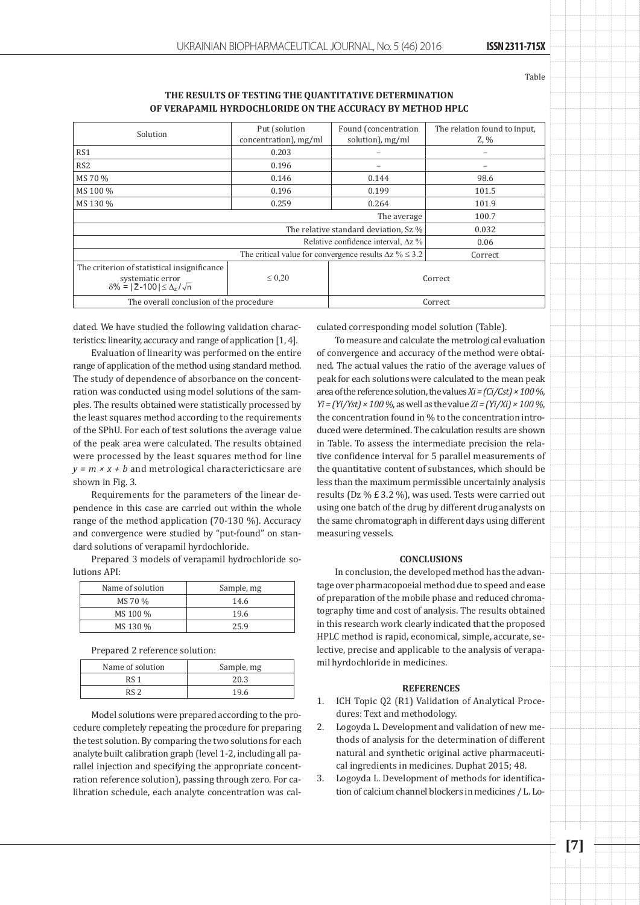Table

**THE RESULTS OF TESTING THE QUANTITATIVE DETERMINATION OF VERAPAMIL HYRDOCHLORIDE ON THE ACCURACY BY METHOD HPLC**

| Solution | Put (solution concentration), mg/ml | Found (concentration solution), mg/ml | The relation found to input, Z, % |
|---|---|---|---|
| RS1 | 0.203 | – | – |
| RS2 | 0.196 | – | – |
| MS 70 % | 0.146 | 0.144 | 98.6 |
| MS 100 % | 0.196 | 0.199 | 101.5 |
| MS 130 % | 0.259 | 0.264 | 101.9 |
| The average | | | 100.7 |
| The relative standard deviation, Sz % | | | 0.032 |
| Relative confidence interval, Δz % | | | 0.06 |
| The critical value for convergence results Δz % ≤ 3.2 | | | Correct |
| The criterion of statistical insignificance systematic error $\delta\% = \lvert \bar{Z}-100 \rvert \leq \Delta_z / \sqrt{n}$ | ≤ 0,20 | Correct | |
| The overall conclusion of the procedure | | Correct | |

dated. We have studied the following validation characteristics: linearity, accuracy and range of application [1, 4].

Evaluation of linearity was performed on the entire range of application of the method using standard method. The study of dependence of absorbance on the concentration was conducted using model solutions of the samples. The results obtained were statistically processed by the least squares method according to the requirements of the SPhU. For each of test solutions the average value of the peak area were calculated. The results obtained were processed by the least squares method for line $y = m \times x + b$ and metrological charactericticsare are shown in Fig. 3.

Requirements for the parameters of the linear dependence in this case are carried out within the whole range of the method application (70-130 %). Accuracy and convergence were studied by "put-found" on standard solutions of verapamil hyrdochloride.

Prepared 3 models of verapamil hydrochloride solutions API:

| Name of solution | Sample, mg |
|---|---|
| MS 70 % | 14.6 |
| MS 100 % | 19.6 |
| MS 130 % | 25.9 |

Prepared 2 reference solution:

| Name of solution | Sample, mg |
|---|---|
| RS 1 | 20.3 |
| RS 2 | 19.6 |

Model solutions were prepared according to the procedure completely repeating the procedure for preparing the test solution. By comparing the two solutions for each analyte built calibration graph (level 1-2, including all parallel injection and specifying the appropriate concentration reference solution), passing through zero. For calibration schedule, each analyte concentration was calculated corresponding model solution (Table).

To measure and calculate the metrological evaluation of convergence and accuracy of the method were obtained. The actual values the ratio of the average values of peak for each solutions were calculated to the mean peak area of the reference solution, the values $Xi = (Ci/Cst) \times 100\%$, $Yi = (Yi/Yst) \times 100\%$, as well as the value $Zi = (Yi/Xi) \times 100\%$, the concentration found in % to the concentration introduced were determined. The calculation results are shown in Table. To assess the intermediate precision the relative confidence interval for 5 parallel measurements of the quantitative content of substances, which should be less than the maximum permissible uncertainly analysis results (Dz % £ 3.2 %), was used. Tests were carried out using one batch of the drug by different drug analysts on the same chromatograph in different days using different measuring vessels.

## CONCLUSIONS

In conclusion, the developed method has the advantage over pharmacopoeial method due to speed and ease of preparation of the mobile phase and reduced chromatography time and cost of analysis. The results obtained in this research work clearly indicated that the proposed HPLC method is rapid, economical, simple, accurate, selective, precise and applicable to the analysis of verapamil hyrdochloride in medicines.

## REFERENCES

1. ICH Topic Q2 (R1) Validation of Analytical Procedures: Text and methodology.
2. Logoyda L. Development and validation of new methods of analysis for the determination of different natural and synthetic original active pharmaceutical ingredients in medicines. Duphat 2015; 48.
3. Logoyda L. Development of methods for identification of calcium channel blockers in medicines / L. Lo-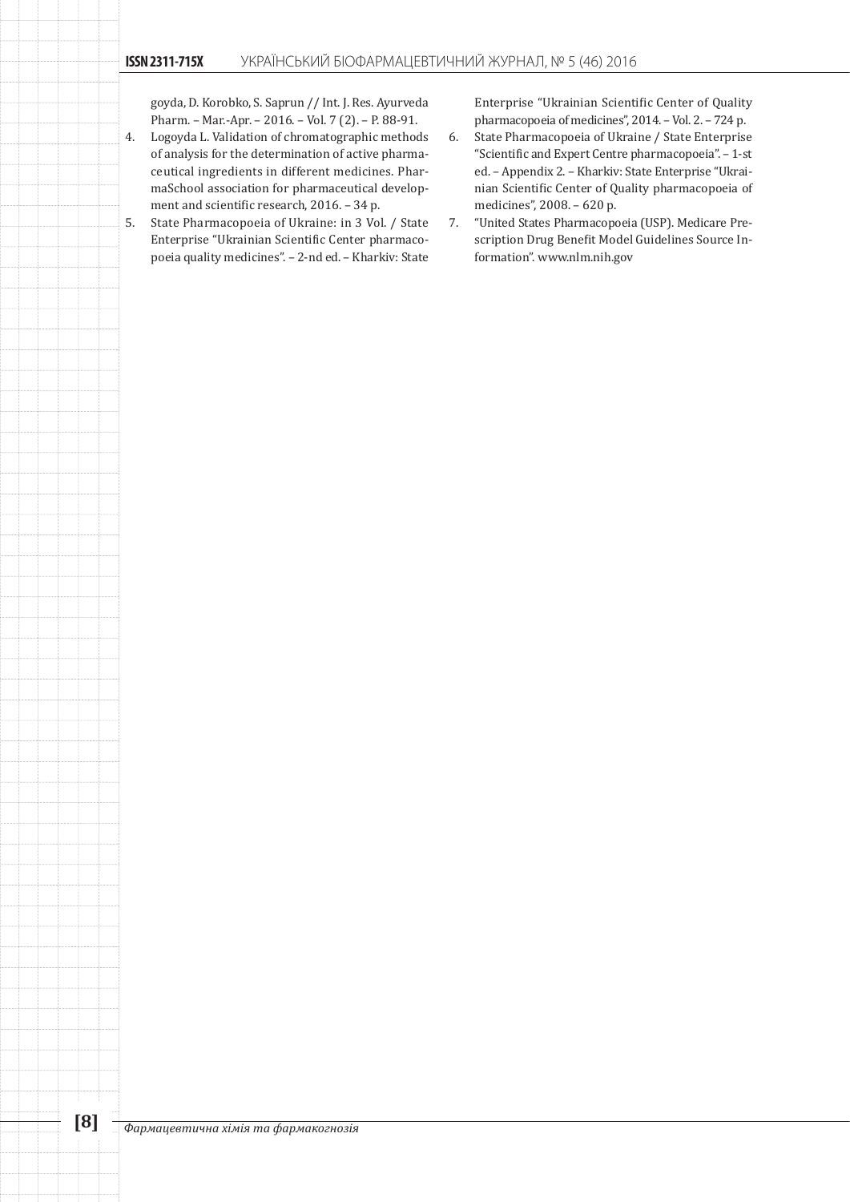goyda, D. Korobko, S. Saprun // Int. J. Res. Ayurveda Pharm. – Mar.-Apr. – 2016. – Vol. 7 (2). – P. 88-91.

4. Logoyda L. Validation of chromatographic methods of analysis for the determination of active pharmaceutical ingredients in different medicines. PharmaSchool association for pharmaceutical development and scientific research, 2016. – 34 p.
5. State Pharmacopoeia of Ukraine: in 3 Vol. / State Enterprise "Ukrainian Scientific Center pharmacopoeia quality medicines". – 2-nd ed. – Kharkiv: State Enterprise "Ukrainian Scientific Center of Quality pharmacopoeia of medicines", 2014. – Vol. 2. – 724 p.
6. State Pharmacopoeia of Ukraine / State Enterprise "Scientific and Expert Centre pharmacopoeia". – 1-st ed. – Appendix 2. – Kharkiv: State Enterprise "Ukrainian Scientific Center of Quality pharmacopoeia of medicines", 2008. – 620 p.
7. "United States Pharmacopoeia (USP). Medicare Prescription Drug Benefit Model Guidelines Source Information". www.nlm.nih.gov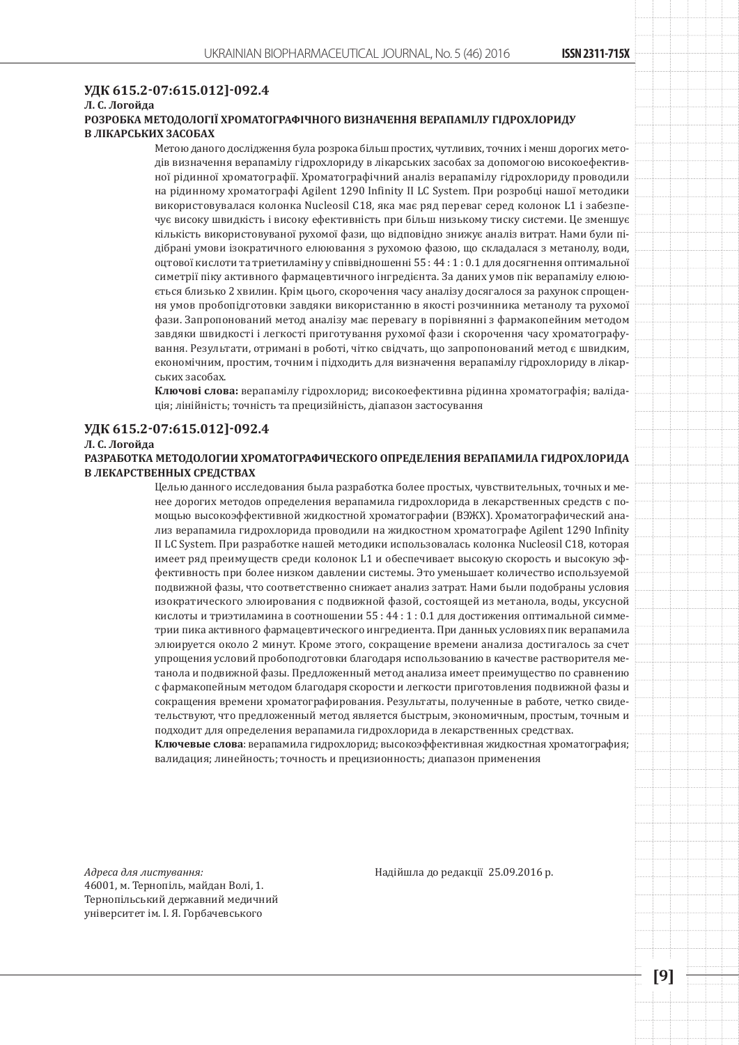**УДК 615.2-07:615.012]-092.4**

**Л. С. Логойда**

**РОЗРОБКА МЕТОДОЛОГІЇ ХРОМАТОГРАФІЧНОГО ВИЗНАЧЕННЯ ВЕРАПАМІЛУ ГІДРОХЛОРИДУ В ЛІКАРСЬКИХ ЗАСОБАХ**

Метою даного дослідження була розробка більш простих, чутливих, точних і менш дорогих методів визначення верапамілу гідрохлориду в лікарських засобах за допомогою високоефективної рідинної хроматографії. Хроматографічний аналіз верапамілу гідрохлориду проводили на рідинному хроматографі Agilent 1290 Infinity II LC System. При розробці нашої методики використовувалася колонка Nucleosil C18, яка має ряд переваг серед колонок L1 і забезпечує високу швидкість і високу ефективність при більш низькому тиску системи. Це зменшує кількість використовуваної рухомої фази, що відповідно знижує аналіз витрат. Нами були підібрані умови ізократичного елюювання з рухомою фазою, що складалася з метанолу, води, оцтової кислоти та триетиламіну у співвідношенні 55 : 44 : 1 : 0.1 для досягнення оптимальної симетрії піку активного фармацевтичного інгредієнта. За даних умов пік верапамілу елюється близько 2 хвилин. Крім цього, скорочення часу аналізу досягалося за рахунок спрощення умов пробопідготовки завдяки використанню в якості розчинника метанолу та рухомої фази. Запропонований метод аналізу має перевагу в порівнянні з фармакопейним методом завдяки швидкості і легкості приготування рухомої фази і скорочення часу хроматографування. Результати, отримані в роботі, чітко свідчать, що запропонований метод є швидким, економічним, простим, точним і підходить для визначення верапамілу гідрохлориду в лікарських засобах.

**Ключові слова:** верапамілу гідрохлорид; високоефективна рідинна хроматографія; валідація; лінійність; точність та прецизійність, діапазон застосування

**УДК 615.2-07:615.012]-092.4**

**Л. С. Логойда**

**РАЗРАБОТКА МЕТОДОЛОГИИ ХРОМАТОГРАФИЧЕСКОГО ОПРЕДЕЛЕНИЯ ВЕРАПАМИЛА ГИДРОХЛОРИДА В ЛЕКАРСТВЕННЫХ СРЕДСТВАХ**

Целью данного исследования была разработка более простых, чувствительных, точных и менее дорогих методов определения верапамила гидрохлорида в лекарственных средств с помощью высокоэффективной жидкостной хроматографии (ВЭЖХ). Хроматографический анализ верапамила гидрохлорида проводили на жидкостном хроматографе Agilent 1290 Infinity II LC System. При разработке нашей методики использовалась колонка Nucleosil C18, которая имеет ряд преимуществ среди колонок L1 и обеспечивает высокую скорость и высокую эффективность при более низком давлении системы. Это уменьшает количество используемой подвижной фазы, что соответственно снижает анализ затрат. Нами были подобраны условия изократического элюирования с подвижной фазой, состоящей из метанола, воды, уксусной кислоты и триэтиламина в соотношении 55 : 44 : 1 : 0.1 для достижения оптимальной симметрии пика активного фармацевтического ингредиента. При данных условиях пик верапамила элюируется около 2 минут. Кроме этого, сокращение времени анализа достигалось за счет упрощения условий пробоподготовки благодаря использованию в качестве растворителя метанола и подвижной фазы. Предложенный метод анализа имеет преимущество по сравнению с фармакопейным методом благодаря скорости и легкости приготовления подвижной фазы и сокращения времени хроматографирования. Результаты, полученные в работе, четко свидетельствуют, что предложенный метод является быстрым, экономичным, простым, точным и подходит для определения верапамила гидрохлорида в лекарственных средствах.

**Ключевые слова**: верапамила гидрохлорид; высокоэффективная жидкостная хроматография; валидация; линейность; точность и прецизионность; диапазон применения

*Адреса для листування:*
46001, м. Тернопіль, майдан Волі, 1.
Тернопільський державний медичний університет ім. І. Я. Горбачевського

Надійшла до редакції 25.09.2016 р.